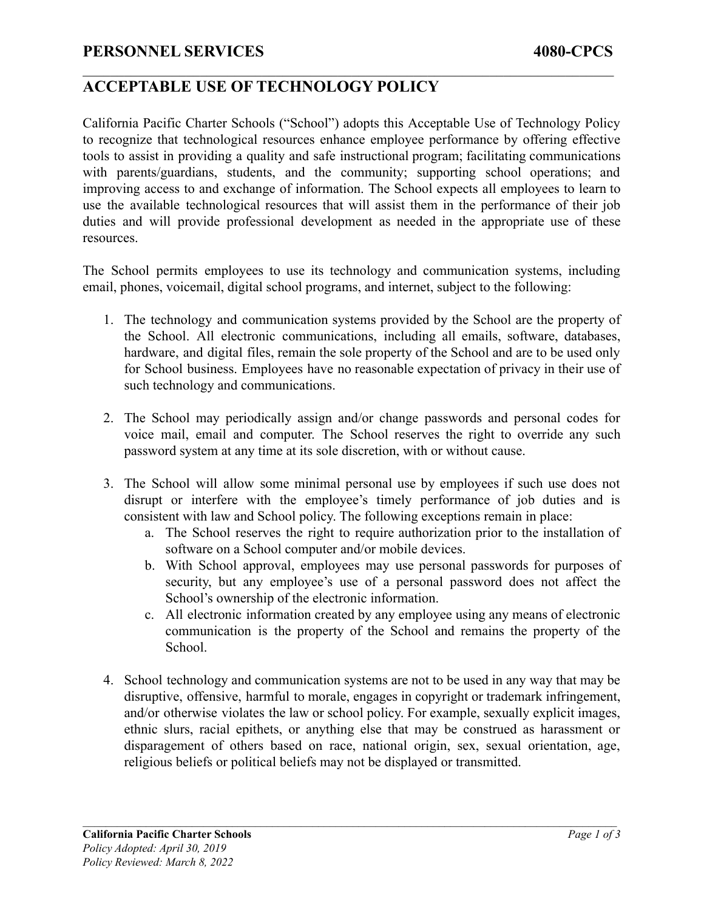# PERSONNEL SERVICES 4080-CPCS

## ACCEPTABLE USE OF TECHNOLOGY POLICY

California Pacific Charter Schools ("School") adopts this Acceptable Use of Technology Policy to recognize that technological resources enhance employee performance by offering effective tools to assist in providing a quality and safe instructional program; facilitating communications with parents/guardians, students, and the community; supporting school operations; and improving access to and exchange of information. The School expects all employees to learn to use the available technological resources that will assist them in the performance of their job duties and will provide professional development as needed in the appropriate use of these resources.

The School permits employees to use its technology and communication systems, including email, phones, voicemail, digital school programs, and internet, subject to the following:

1. The technology and communication systems provided by the School are the property of the School. All electronic communications, including all emails, software, databases, hardware, and digital files, remain the sole property of the School and are to be used only for School business. Employees have no reasonable expectation of privacy in their use of such technology and communications.

2. The School may periodically assign and/or change passwords and personal codes for voice mail, email and computer. The School reserves the right to override any such password system at any time at its sole discretion, with or without cause.

3. The School will allow some minimal personal use by employees if such use does not disrupt or interfere with the employee's timely performance of job duties and is consistent with law and School policy. The following exceptions remain in place:
    a. The School reserves the right to require authorization prior to the installation of software on a School computer and/or mobile devices.
    b. With School approval, employees may use personal passwords for purposes of security, but any employee's use of a personal password does not affect the School's ownership of the electronic information.
    c. All electronic information created by any employee using any means of electronic communication is the property of the School and remains the property of the School.

4. School technology and communication systems are not to be used in any way that may be disruptive, offensive, harmful to morale, engages in copyright or trademark infringement, and/or otherwise violates the law or school policy. For example, sexually explicit images, ethnic slurs, racial epithets, or anything else that may be construed as harassment or disparagement of others based on race, national origin, sex, sexual orientation, age, religious beliefs or political beliefs may not be displayed or transmitted.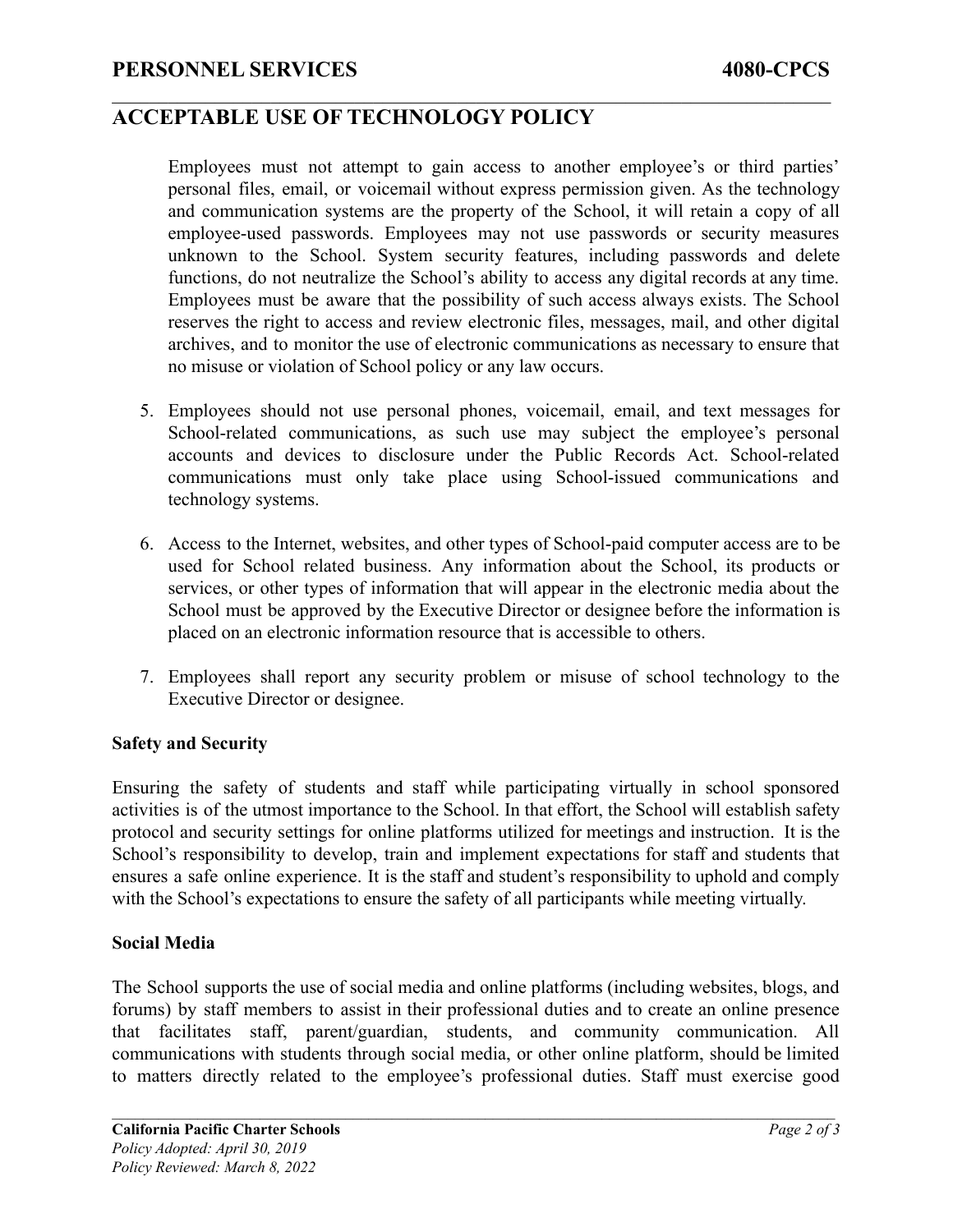Employees must not attempt to gain access to another employee's or third parties' personal files, email, or voicemail without express permission given. As the technology and communication systems are the property of the School, it will retain a copy of all employee-used passwords. Employees may not use passwords or security measures unknown to the School. System security features, including passwords and delete functions, do not neutralize the School's ability to access any digital records at any time. Employees must be aware that the possibility of such access always exists. The School reserves the right to access and review electronic files, messages, mail, and other digital archives, and to monitor the use of electronic communications as necessary to ensure that no misuse or violation of School policy or any law occurs.

5. Employees should not use personal phones, voicemail, email, and text messages for School-related communications, as such use may subject the employee's personal accounts and devices to disclosure under the Public Records Act. School-related communications must only take place using School-issued communications and technology systems.

6. Access to the Internet, websites, and other types of School-paid computer access are to be used for School related business. Any information about the School, its products or services, or other types of information that will appear in the electronic media about the School must be approved by the Executive Director or designee before the information is placed on an electronic information resource that is accessible to others.

7. Employees shall report any security problem or misuse of school technology to the Executive Director or designee.

**Safety and Security**

Ensuring the safety of students and staff while participating virtually in school sponsored activities is of the utmost importance to the School. In that effort, the School will establish safety protocol and security settings for online platforms utilized for meetings and instruction. It is the School's responsibility to develop, train and implement expectations for staff and students that ensures a safe online experience. It is the staff and student's responsibility to uphold and comply with the School's expectations to ensure the safety of all participants while meeting virtually.

**Social Media**

The School supports the use of social media and online platforms (including websites, blogs, and forums) by staff members to assist in their professional duties and to create an online presence that facilitates staff, parent/guardian, students, and community communication. All communications with students through social media, or other online platform, should be limited to matters directly related to the employee's professional duties. Staff must exercise good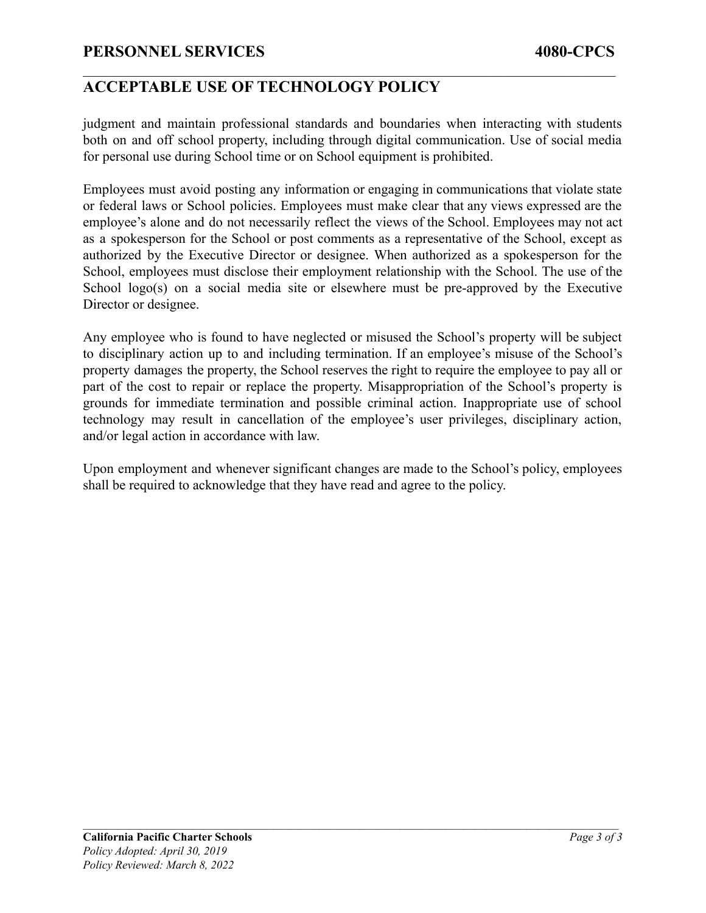judgment and maintain professional standards and boundaries when interacting with students both on and off school property, including through digital communication. Use of social media for personal use during School time or on School equipment is prohibited.

Employees must avoid posting any information or engaging in communications that violate state or federal laws or School policies. Employees must make clear that any views expressed are the employee's alone and do not necessarily reflect the views of the School. Employees may not act as a spokesperson for the School or post comments as a representative of the School, except as authorized by the Executive Director or designee. When authorized as a spokesperson for the School, employees must disclose their employment relationship with the School. The use of the School logo(s) on a social media site or elsewhere must be pre-approved by the Executive Director or designee.

Any employee who is found to have neglected or misused the School's property will be subject to disciplinary action up to and including termination. If an employee's misuse of the School's property damages the property, the School reserves the right to require the employee to pay all or part of the cost to repair or replace the property. Misappropriation of the School's property is grounds for immediate termination and possible criminal action. Inappropriate use of school technology may result in cancellation of the employee's user privileges, disciplinary action, and/or legal action in accordance with law.

Upon employment and whenever significant changes are made to the School's policy, employees shall be required to acknowledge that they have read and agree to the policy.

**California Pacific Charter Schools**
*Policy Adopted: April 30, 2019*
*Policy Reviewed: March 8, 2022*